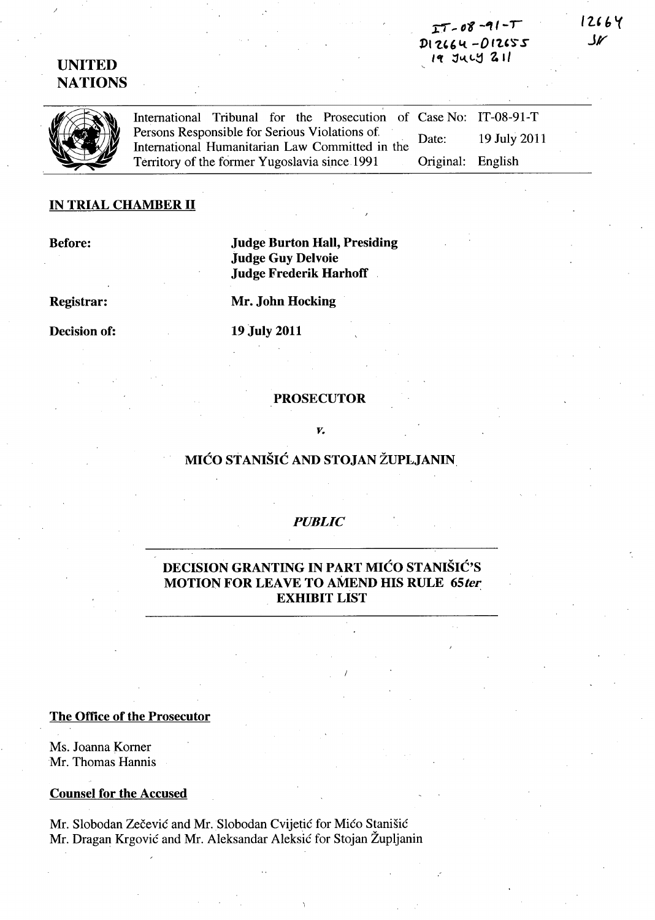IT-08-91-T
D12664 - D12655
19 July 2011

12664
SR

**UNITED NATIONS**

| International Tribunal for the Prosecution of Persons Responsible for Serious Violations of International Humanitarian Law Committed in the Territory of the former Yugoslavia since 1991 | Case No: | IT-08-91-T |
|---|---|---|
| | Date: | 19 July 2011 |
| | Original: | English |

## IN TRIAL CHAMBER II

**Before:** **Judge Burton Hall, Presiding**
**Judge Guy Delvoie**
**Judge Frederik Harhoff**

**Registrar:** **Mr. John Hocking**

**Decision of:** **19 July 2011**

**PROSECUTOR**

*v.*

**MIĆO STANIŠIĆ AND STOJAN ŽUPLJANIN**

***PUBLIC***

# DECISION GRANTING IN PART MIĆO STANIŠIĆ'S MOTION FOR LEAVE TO AMEND HIS RULE 65*ter* EXHIBIT LIST

**The Office of the Prosecutor**

Ms. Joanna Korner
Mr. Thomas Hannis

**Counsel for the Accused**

Mr. Slobodan Zečević and Mr. Slobodan Cvijetić for Mićo Stanišić
Mr. Dragan Krgović and Mr. Aleksandar Aleksić for Stojan Župljanin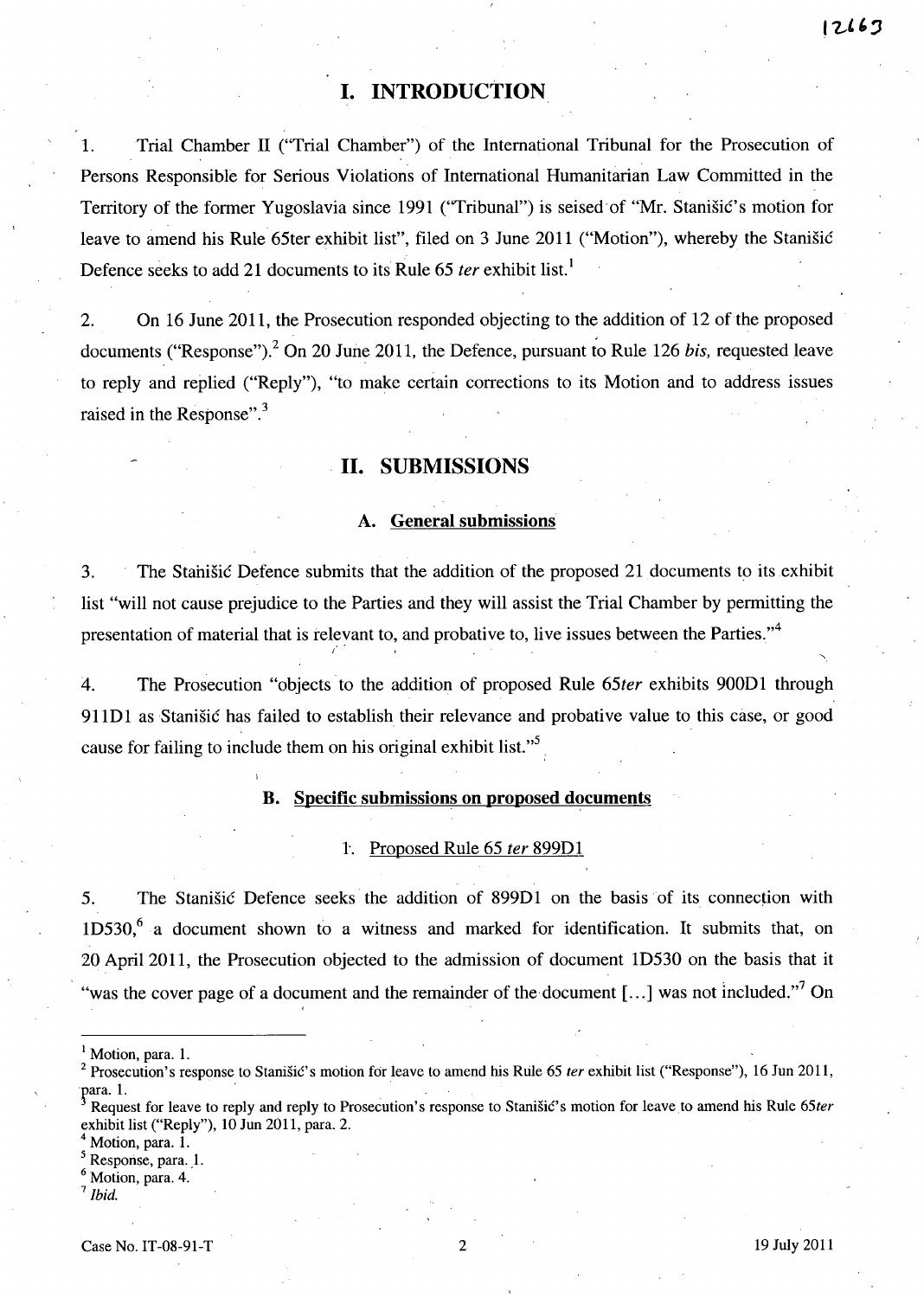# I. INTRODUCTION

1. Trial Chamber II ("Trial Chamber") of the International Tribunal for the Prosecution of Persons Responsible for Serious Violations of International Humanitarian Law Committed in the Territory of the former Yugoslavia since 1991 ("Tribunal") is seised of "Mr. Stanišić's motion for leave to amend his Rule 65ter exhibit list", filed on 3 June 2011 ("Motion"), whereby the Stanišić Defence seeks to add 21 documents to its Rule 65 *ter* exhibit list.[1]

2. On 16 June 2011, the Prosecution responded objecting to the addition of 12 of the proposed documents ("Response").[2] On 20 June 2011, the Defence, pursuant to Rule 126 *bis*, requested leave to reply and replied ("Reply"), "to make certain corrections to its Motion and to address issues raised in the Response".[3]

# II. SUBMISSIONS

## A. General submissions

3. The Stanišić Defence submits that the addition of the proposed 21 documents to its exhibit list "will not cause prejudice to the Parties and they will assist the Trial Chamber by permitting the presentation of material that is relevant to, and probative to, live issues between the Parties."[4]

4. The Prosecution "objects to the addition of proposed Rule *65ter* exhibits 900D1 through 911D1 as Stanišić has failed to establish their relevance and probative value to this case, or good cause for failing to include them on his original exhibit list."[5]

## B. Specific submissions on proposed documents

### 1. Proposed Rule 65 *ter* 899D1

5. The Stanišić Defence seeks the addition of 899D1 on the basis of its connection with 1D530,[6] a document shown to a witness and marked for identification. It submits that, on 20 April 2011, the Prosecution objected to the admission of document 1D530 on the basis that it "was the cover page of a document and the remainder of the document [...] was not included."[7] On

---

[1] Motion, para. 1.

[2] Prosecution's response to Stanišić's motion for leave to amend his Rule 65 *ter* exhibit list ("Response"), 16 Jun 2011, para. 1.

[3] Request for leave to reply and reply to Prosecution's response to Stanišić's motion for leave to amend his Rule *65ter* exhibit list ("Reply"), 10 Jun 2011, para. 2.

[4] Motion, para. 1.

[5] Response, para. 1.

[6] Motion, para. 4.

[7] *Ibid.*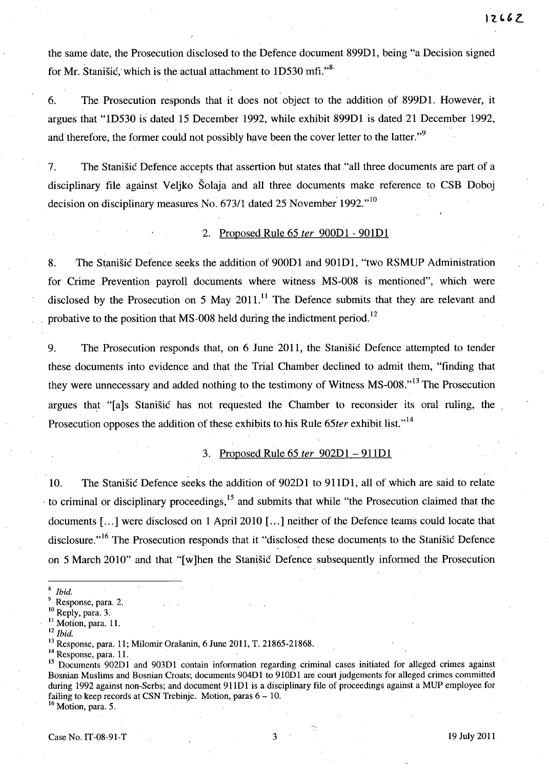the same date, the Prosecution disclosed to the Defence document 899D1, being "a Decision signed for Mr. Stanišić, which is the actual attachment to 1D530 mfi."[8]

6. The Prosecution responds that it does not object to the addition of 899D1. However, it argues that "1D530 is dated 15 December 1992, while exhibit 899D1 is dated 21 December 1992, and therefore, the former could not possibly have been the cover letter to the latter."[9]

7. The Stanišić Defence accepts that assertion but states that "all three documents are part of a disciplinary file against Veljko Šolaja and all three documents make reference to CSB Doboj decision on disciplinary measures No. 673/1 dated 25 November 1992."[10]

### 2. Proposed Rule 65 *ter* 900D1 - 901D1

8. The Stanišić Defence seeks the addition of 900D1 and 901D1, "two RSMUP Administration for Crime Prevention payroll documents where witness MS-008 is mentioned", which were disclosed by the Prosecution on 5 May 2011.[11] The Defence submits that they are relevant and probative to the position that MS-008 held during the indictment period.[12]

9. The Prosecution responds that, on 6 June 2011, the Stanišić Defence attempted to tender these documents into evidence and that the Trial Chamber declined to admit them, "finding that they were unnecessary and added nothing to the testimony of Witness MS-008."[13] The Prosecution argues that "[a]s Stanišić has not requested the Chamber to reconsider its oral ruling, the Prosecution opposes the addition of these exhibits to his Rule 65*ter* exhibit list."[14]

### 3. Proposed Rule 65 *ter* 902D1 – 911D1

10. The Stanišić Defence seeks the addition of 902D1 to 911D1, all of which are said to relate to criminal or disciplinary proceedings,[15] and submits that while "the Prosecution claimed that the documents [...] were disclosed on 1 April 2010 [...] neither of the Defence teams could locate that disclosure."[16] The Prosecution responds that it "disclosed these documents to the Stanišić Defence on 5 March 2010" and that "[w]hen the Stanišić Defence subsequently informed the Prosecution

---

[8] *Ibid.*

[9] Response, para. 2.

[10] Reply, para. 3.

[11] Motion, para. 11.

[12] *Ibid.*

[13] Response, para. 11; Milomir Orašanin, 6 June 2011, T. 21865-21868.

[14] Response, para. 11.

[15] Documents 902D1 and 903D1 contain information regarding criminal cases initiated for alleged crimes against Bosnian Muslims and Bosnian Croats; documents 904D1 to 910D1 are court judgements for alleged crimes committed during 1992 against non-Serbs; and document 911D1 is a disciplinary file of proceedings against a MUP employee for failing to keep records at CSN Trebinje. Motion, paras 6 – 10.

[16] Motion, para. 5.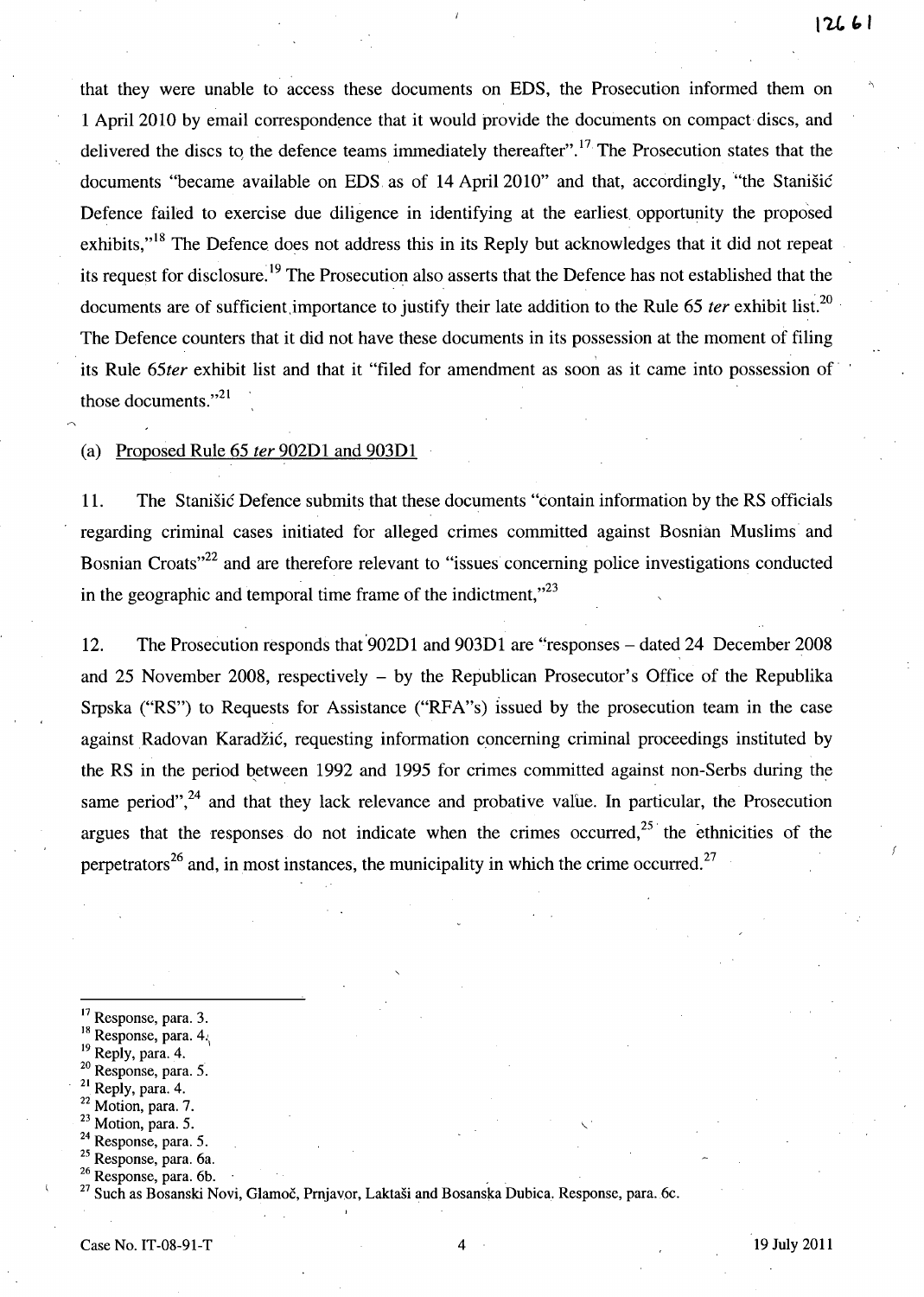that they were unable to access these documents on EDS, the Prosecution informed them on 1 April 2010 by email correspondence that it would provide the documents on compact discs, and delivered the discs to the defence teams immediately thereafter".[17] The Prosecution states that the documents "became available on EDS as of 14 April 2010" and that, accordingly, "the Stanišić Defence failed to exercise due diligence in identifying at the earliest opportunity the proposed exhibits,"[18] The Defence does not address this in its Reply but acknowledges that it did not repeat its request for disclosure.[19] The Prosecution also asserts that the Defence has not established that the documents are of sufficient importance to justify their late addition to the Rule 65 *ter* exhibit list.[20] The Defence counters that it did not have these documents in its possession at the moment of filing its Rule 65*ter* exhibit list and that it "filed for amendment as soon as it came into possession of those documents."[21]

(a) Proposed Rule 65 *ter* 902D1 and 903D1

11. The Stanišić Defence submits that these documents "contain information by the RS officials regarding criminal cases initiated for alleged crimes committed against Bosnian Muslims and Bosnian Croats"[22] and are therefore relevant to "issues concerning police investigations conducted in the geographic and temporal time frame of the indictment,"[23]

12. The Prosecution responds that 902D1 and 903D1 are "responses – dated 24 December 2008 and 25 November 2008, respectively – by the Republican Prosecutor's Office of the Republika Srpska ("RS") to Requests for Assistance ("RFA"s) issued by the prosecution team in the case against Radovan Karadžić, requesting information concerning criminal proceedings instituted by the RS in the period between 1992 and 1995 for crimes committed against non-Serbs during the same period",[24] and that they lack relevance and probative value. In particular, the Prosecution argues that the responses do not indicate when the crimes occurred,[25] the ethnicities of the perpetrators[26] and, in most instances, the municipality in which the crime occurred.[27]

---

[17] Response, para. 3.
[18] Response, para. 4.
[19] Reply, para. 4.
[20] Response, para. 5.
[21] Reply, para. 4.
[22] Motion, para. 7.
[23] Motion, para. 5.
[24] Response, para. 5.
[25] Response, para. 6a.
[26] Response, para. 6b.
[27] Such as Bosanski Novi, Glamoč, Prnjavor, Laktaši and Bosanska Dubica. Response, para. 6c.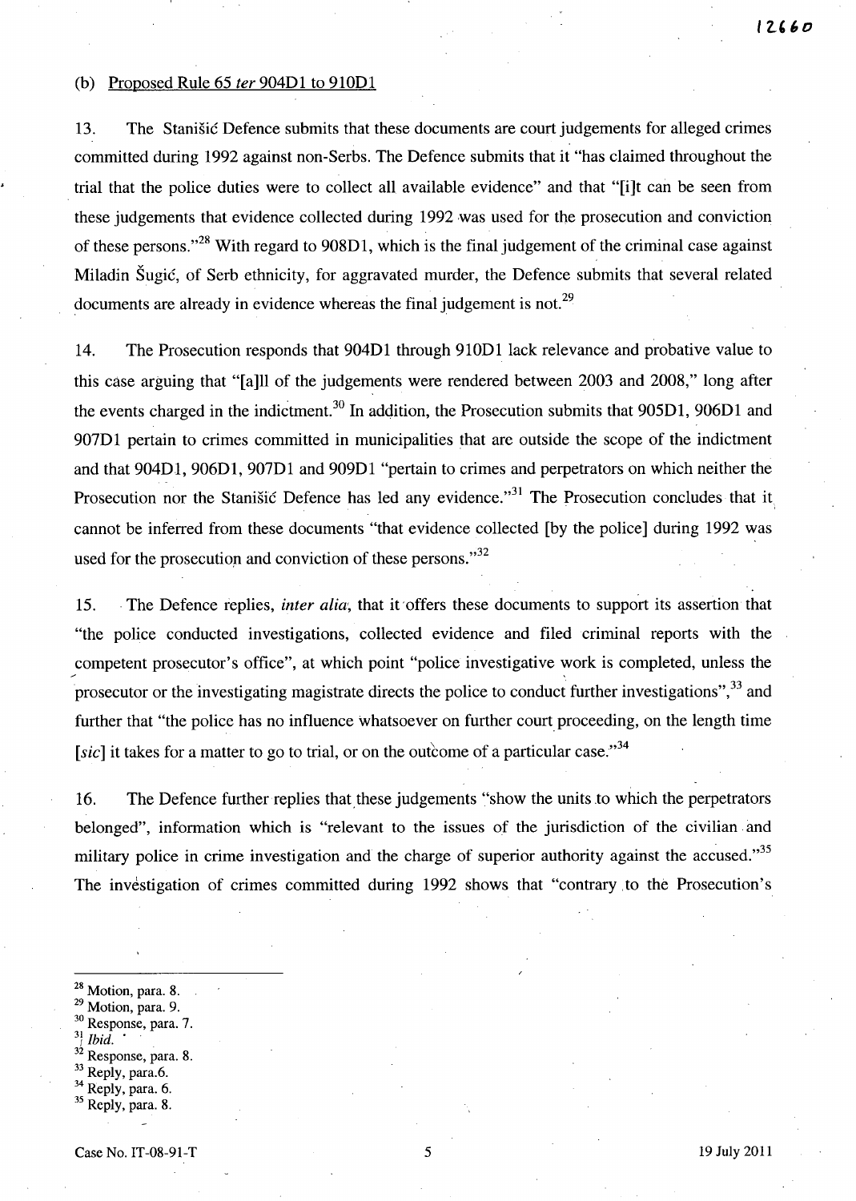(b) Proposed Rule 65 *ter* 904D1 to 910D1

13. The Stanišić Defence submits that these documents are court judgements for alleged crimes committed during 1992 against non-Serbs. The Defence submits that it "has claimed throughout the trial that the police duties were to collect all available evidence" and that "[i]t can be seen from these judgements that evidence collected during 1992 was used for the prosecution and conviction of these persons."[28] With regard to 908D1, which is the final judgement of the criminal case against Miladin Šugić, of Serb ethnicity, for aggravated murder, the Defence submits that several related documents are already in evidence whereas the final judgement is not.[29]

14. The Prosecution responds that 904D1 through 910D1 lack relevance and probative value to this case arguing that "[a]ll of the judgements were rendered between 2003 and 2008," long after the events charged in the indictment.[30] In addition, the Prosecution submits that 905D1, 906D1 and 907D1 pertain to crimes committed in municipalities that are outside the scope of the indictment and that 904D1, 906D1, 907D1 and 909D1 "pertain to crimes and perpetrators on which neither the Prosecution nor the Stanišić Defence has led any evidence."[31] The Prosecution concludes that it cannot be inferred from these documents "that evidence collected [by the police] during 1992 was used for the prosecution and conviction of these persons."[32]

15. The Defence replies, *inter alia*, that it offers these documents to support its assertion that "the police conducted investigations, collected evidence and filed criminal reports with the competent prosecutor's office", at which point "police investigative work is completed, unless the prosecutor or the investigating magistrate directs the police to conduct further investigations",[33] and further that "the police has no influence whatsoever on further court proceeding, on the length time [*sic*] it takes for a matter to go to trial, or on the outcome of a particular case."[34]

16. The Defence further replies that these judgements "show the units to which the perpetrators belonged", information which is "relevant to the issues of the jurisdiction of the civilian and military police in crime investigation and the charge of superior authority against the accused."[35] The investigation of crimes committed during 1992 shows that "contrary to the Prosecution's

---

[28] Motion, para. 8.
[29] Motion, para. 9.
[30] Response, para. 7.
[31] *Ibid.*
[32] Response, para. 8.
[33] Reply, para.6.
[34] Reply, para. 6.
[35] Reply, para. 8.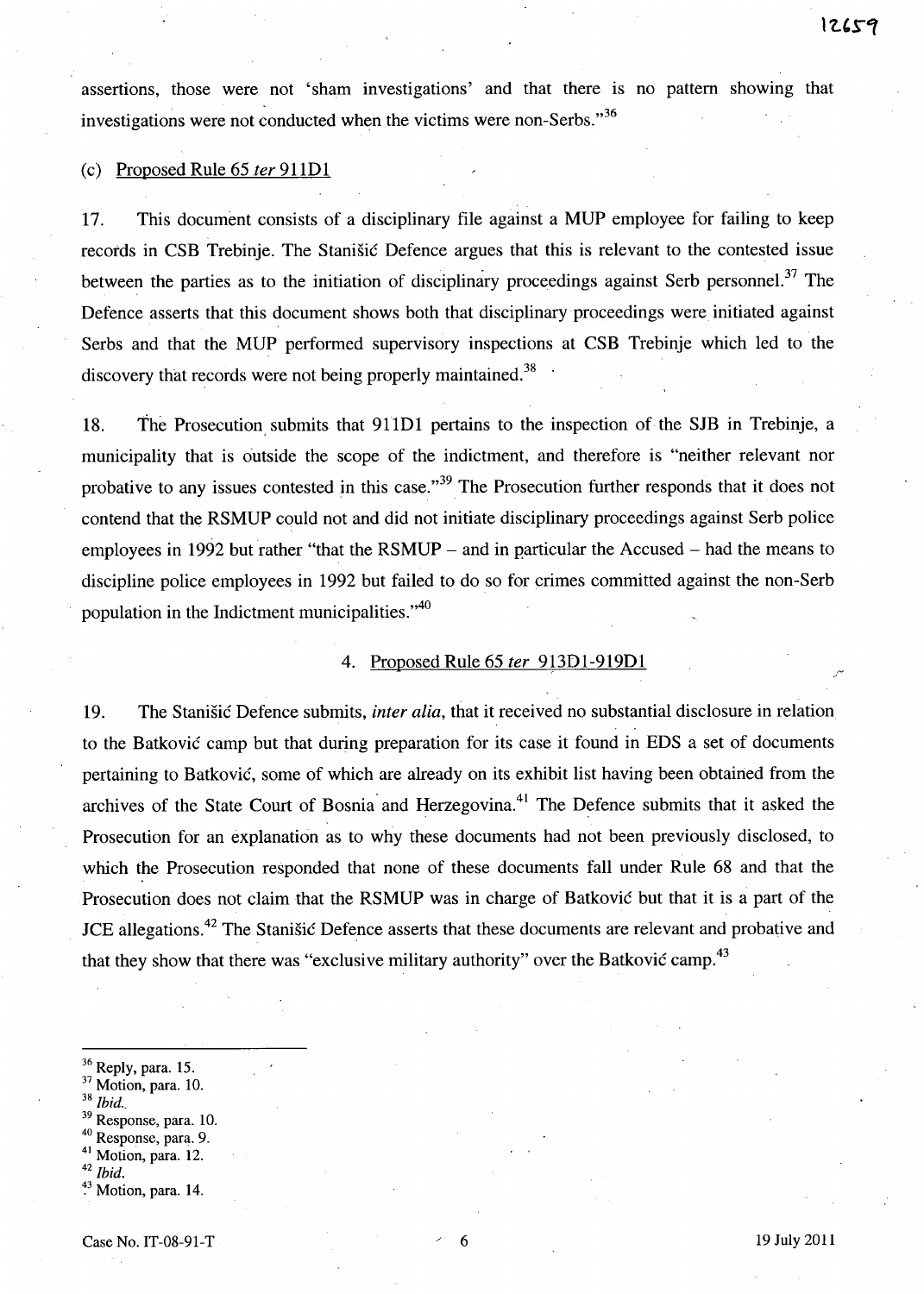assertions, those were not 'sham investigations' and that there is no pattern showing that investigations were not conducted when the victims were non-Serbs."[36]

(c) Proposed Rule 65 *ter* 911D1

17. This document consists of a disciplinary file against a MUP employee for failing to keep records in CSB Trebinje. The Stanišić Defence argues that this is relevant to the contested issue between the parties as to the initiation of disciplinary proceedings against Serb personnel.[37] The Defence asserts that this document shows both that disciplinary proceedings were initiated against Serbs and that the MUP performed supervisory inspections at CSB Trebinje which led to the discovery that records were not being properly maintained.[38]

18. The Prosecution submits that 911D1 pertains to the inspection of the SJB in Trebinje, a municipality that is outside the scope of the indictment, and therefore is "neither relevant nor probative to any issues contested in this case."[39] The Prosecution further responds that it does not contend that the RSMUP could not and did not initiate disciplinary proceedings against Serb police employees in 1992 but rather "that the RSMUP – and in particular the Accused – had the means to discipline police employees in 1992 but failed to do so for crimes committed against the non-Serb population in the Indictment municipalities."[40]

4. Proposed Rule 65 *ter* 913D1-919D1

19. The Stanišić Defence submits, *inter alia*, that it received no substantial disclosure in relation to the Batković camp but that during preparation for its case it found in EDS a set of documents pertaining to Batković, some of which are already on its exhibit list having been obtained from the archives of the State Court of Bosnia and Herzegovina.[41] The Defence submits that it asked the Prosecution for an explanation as to why these documents had not been previously disclosed, to which the Prosecution responded that none of these documents fall under Rule 68 and that the Prosecution does not claim that the RSMUP was in charge of Batković but that it is a part of the JCE allegations.[42] The Stanišić Defence asserts that these documents are relevant and probative and that they show that there was "exclusive military authority" over the Batković camp.[43]

---

[36] Reply, para. 15.
[37] Motion, para. 10.
[38] *Ibid.*
[39] Response, para. 10.
[40] Response, para. 9.
[41] Motion, para. 12.
[42] *Ibid.*
[43] Motion, para. 14.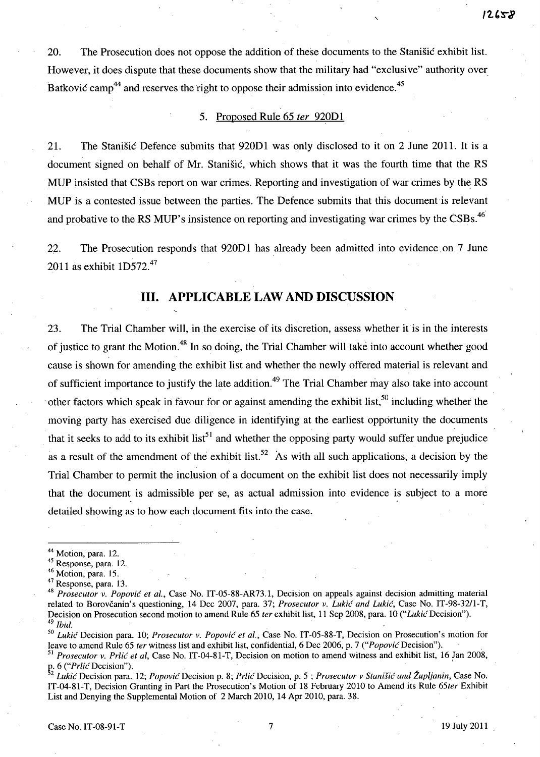20. The Prosecution does not oppose the addition of these documents to the Stanišić exhibit list. However, it does dispute that these documents show that the military had "exclusive" authority over Batković camp[44] and reserves the right to oppose their admission into evidence.[45]

### 5. Proposed Rule 65 *ter* 920D1

21. The Stanišić Defence submits that 920D1 was only disclosed to it on 2 June 2011. It is a document signed on behalf of Mr. Stanišić, which shows that it was the fourth time that the RS MUP insisted that CSBs report on war crimes. Reporting and investigation of war crimes by the RS MUP is a contested issue between the parties. The Defence submits that this document is relevant and probative to the RS MUP's insistence on reporting and investigating war crimes by the CSBs.[46]

22. The Prosecution responds that 920D1 has already been admitted into evidence on 7 June 2011 as exhibit 1D572.[47]

## III. APPLICABLE LAW AND DISCUSSION

23. The Trial Chamber will, in the exercise of its discretion, assess whether it is in the interests of justice to grant the Motion.[48] In so doing, the Trial Chamber will take into account whether good cause is shown for amending the exhibit list and whether the newly offered material is relevant and of sufficient importance to justify the late addition.[49] The Trial Chamber may also take into account other factors which speak in favour for or against amending the exhibit list,[50] including whether the moving party has exercised due diligence in identifying at the earliest opportunity the documents that it seeks to add to its exhibit list[51] and whether the opposing party would suffer undue prejudice as a result of the amendment of the exhibit list.[52] As with all such applications, a decision by the Trial Chamber to permit the inclusion of a document on the exhibit list does not necessarily imply that the document is admissible per se, as actual admission into evidence is subject to a more detailed showing as to how each document fits into the case.

---

[44] Motion, para. 12.

[45] Response, para. 12.

[46] Motion, para. 15.

[47] Response, para. 13.

[48] *Prosecutor v. Popović et al.*, Case No. IT-05-88-AR73.1, Decision on appeals against decision admitting material related to Borovčanin's questioning, 14 Dec 2007, para. 37; *Prosecutor v. Lukić and Lukić*, Case No. IT-98-32/1-T, Decision on Prosecution second motion to amend Rule 65 *ter* exhibit list, 11 Sep 2008, para. 10 ("*Lukić* Decision").

[49] *Ibid.*

[50] *Lukić* Decision para. 10; *Prosecutor v. Popović et al.*, Case No. IT-05-88-T, Decision on Prosecution's motion for leave to amend Rule 65 *ter* witness list and exhibit list, confidential, 6 Dec 2006, p. 7 ("*Popović* Decision").

[51] *Prosecutor v. Prlić et al*, Case No. IT-04-81-T, Decision on motion to amend witness and exhibit list, 16 Jan 2008, p. 6 ("*Prlić* Decision").

[52] *Lukić* Decision para. 12; *Popović* Decision p. 8; *Prlić* Decision, p. 5 ; *Prosecutor v Stanišić and Župljanin*, Case No. IT-04-81-T, Decision Granting in Part the Prosecution's Motion of 18 February 2010 to Amend its Rule 65*ter* Exhibit List and Denying the Supplemental Motion of 2 March 2010, 14 Apr 2010, para. 38.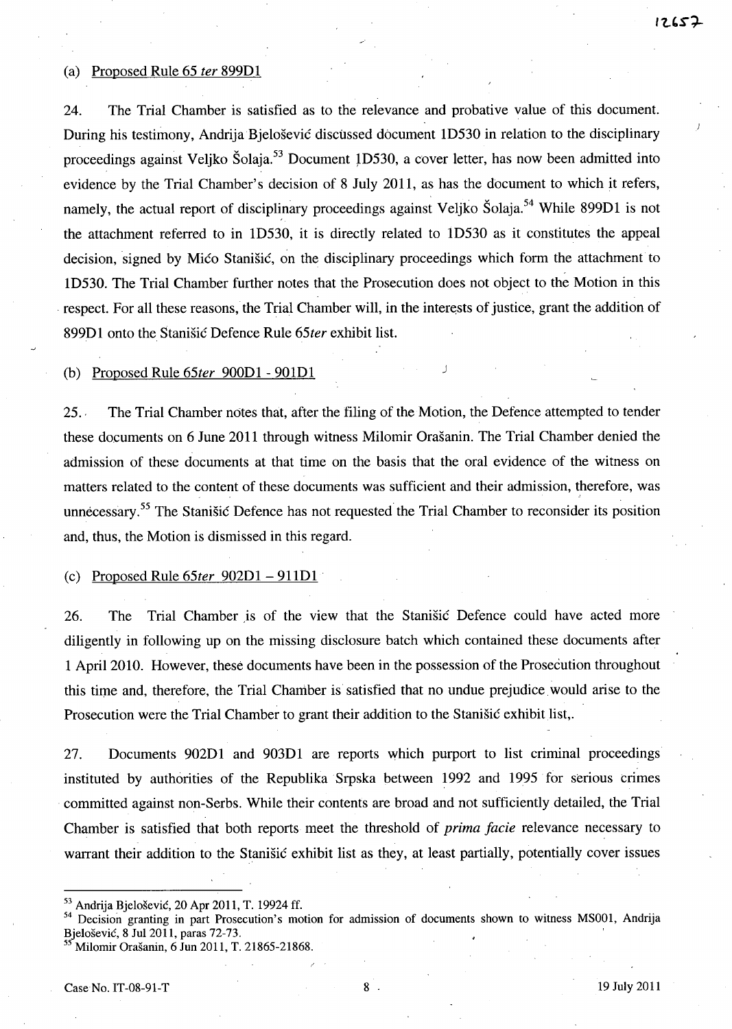(a) Proposed Rule 65 *ter* 899D1

24. The Trial Chamber is satisfied as to the relevance and probative value of this document. During his testimony, Andrija Bjelošević discussed document 1D530 in relation to the disciplinary proceedings against Veljko Šolaja.[53] Document 1D530, a cover letter, has now been admitted into evidence by the Trial Chamber's decision of 8 July 2011, as has the document to which it refers, namely, the actual report of disciplinary proceedings against Veljko Šolaja.[54] While 899D1 is not the attachment referred to in 1D530, it is directly related to 1D530 as it constitutes the appeal decision, signed by Mićo Stanišić, on the disciplinary proceedings which form the attachment to 1D530. The Trial Chamber further notes that the Prosecution does not object to the Motion in this respect. For all these reasons, the Trial Chamber will, in the interests of justice, grant the addition of 899D1 onto the Stanišić Defence Rule 65*ter* exhibit list.

(b) Proposed Rule 65*ter* 900D1 - 901D1

25. The Trial Chamber notes that, after the filing of the Motion, the Defence attempted to tender these documents on 6 June 2011 through witness Milomir Orašanin. The Trial Chamber denied the admission of these documents at that time on the basis that the oral evidence of the witness on matters related to the content of these documents was sufficient and their admission, therefore, was unnecessary.[55] The Stanišić Defence has not requested the Trial Chamber to reconsider its position and, thus, the Motion is dismissed in this regard.

(c) Proposed Rule 65*ter* 902D1 – 911D1

26. The Trial Chamber is of the view that the Stanišić Defence could have acted more diligently in following up on the missing disclosure batch which contained these documents after 1 April 2010. However, these documents have been in the possession of the Prosecution throughout this time and, therefore, the Trial Chamber is satisfied that no undue prejudice would arise to the Prosecution were the Trial Chamber to grant their addition to the Stanišić exhibit list,.

27. Documents 902D1 and 903D1 are reports which purport to list criminal proceedings instituted by authorities of the Republika Srpska between 1992 and 1995 for serious crimes committed against non-Serbs. While their contents are broad and not sufficiently detailed, the Trial Chamber is satisfied that both reports meet the threshold of *prima facie* relevance necessary to warrant their addition to the Stanišić exhibit list as they, at least partially, potentially cover issues

---

[53] Andrija Bjelošević, 20 Apr 2011, T. 19924 ff.

[54] Decision granting in part Prosecution's motion for admission of documents shown to witness MS001, Andrija Bjelošević, 8 Jul 2011, paras 72-73.

[55] Milomir Orašanin, 6 Jun 2011, T. 21865-21868.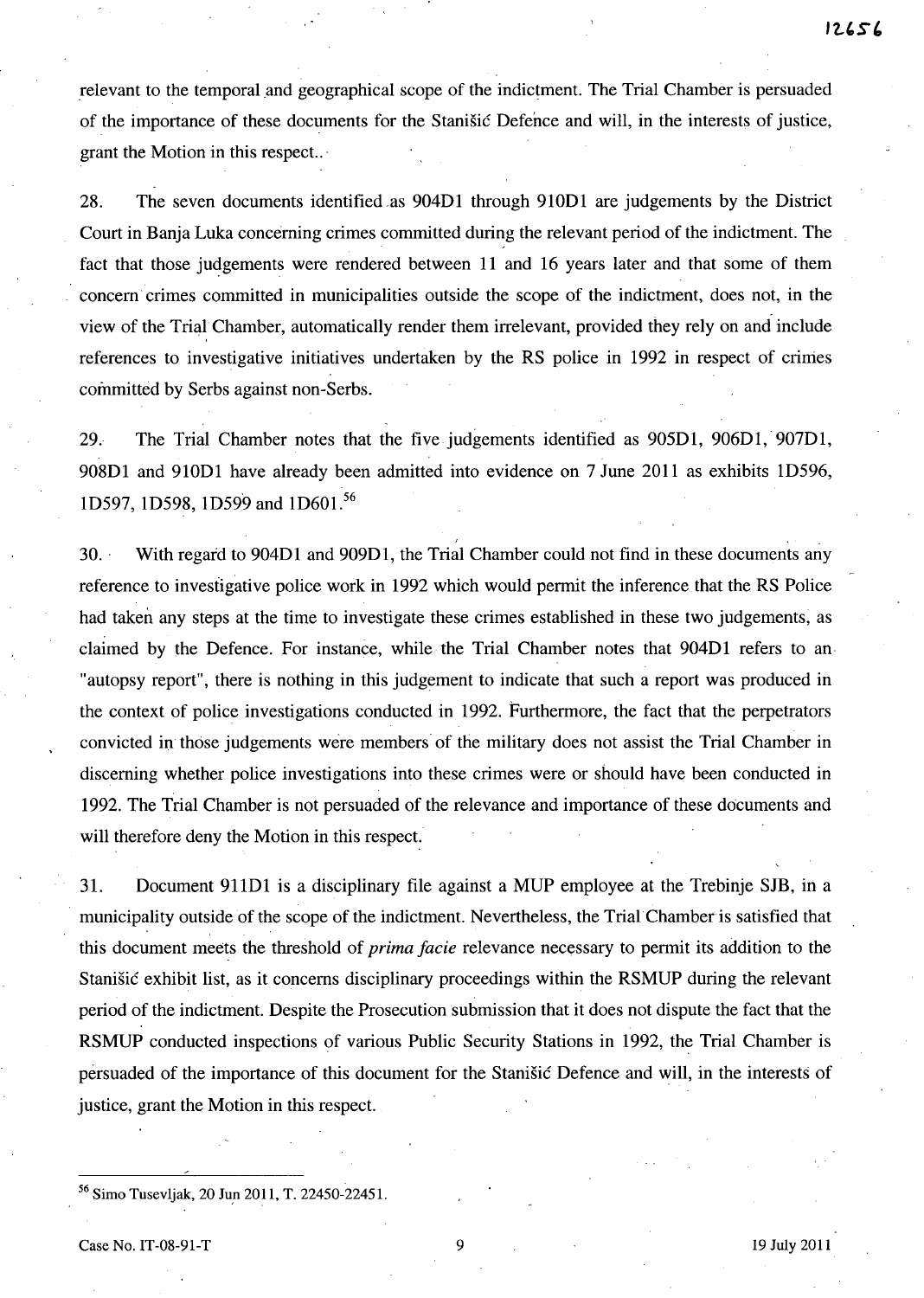relevant to the temporal and geographical scope of the indictment. The Trial Chamber is persuaded of the importance of these documents for the Stanišić Defence and will, in the interests of justice, grant the Motion in this respect..

28. The seven documents identified as 904D1 through 910D1 are judgements by the District Court in Banja Luka concerning crimes committed during the relevant period of the indictment. The fact that those judgements were rendered between 11 and 16 years later and that some of them concern crimes committed in municipalities outside the scope of the indictment, does not, in the view of the Trial Chamber, automatically render them irrelevant, provided they rely on and include references to investigative initiatives undertaken by the RS police in 1992 in respect of crimes committed by Serbs against non-Serbs.

29. The Trial Chamber notes that the five judgements identified as 905D1, 906D1, 907D1, 908D1 and 910D1 have already been admitted into evidence on 7 June 2011 as exhibits 1D596, 1D597, 1D598, 1D599 and 1D601.[56]

30. With regard to 904D1 and 909D1, the Trial Chamber could not find in these documents any reference to investigative police work in 1992 which would permit the inference that the RS Police had taken any steps at the time to investigate these crimes established in these two judgements, as claimed by the Defence. For instance, while the Trial Chamber notes that 904D1 refers to an "autopsy report", there is nothing in this judgement to indicate that such a report was produced in the context of police investigations conducted in 1992. Furthermore, the fact that the perpetrators convicted in those judgements were members of the military does not assist the Trial Chamber in discerning whether police investigations into these crimes were or should have been conducted in 1992. The Trial Chamber is not persuaded of the relevance and importance of these documents and will therefore deny the Motion in this respect.

31. Document 911D1 is a disciplinary file against a MUP employee at the Trebinje SJB, in a municipality outside of the scope of the indictment. Nevertheless, the Trial Chamber is satisfied that this document meets the threshold of *prima facie* relevance necessary to permit its addition to the Stanišić exhibit list, as it concerns disciplinary proceedings within the RSMUP during the relevant period of the indictment. Despite the Prosecution submission that it does not dispute the fact that the RSMUP conducted inspections of various Public Security Stations in 1992, the Trial Chamber is persuaded of the importance of this document for the Stanišić Defence and will, in the interests of justice, grant the Motion in this respect.

---

[56] Simo Tusevljak, 20 Jun 2011, T. 22450-22451.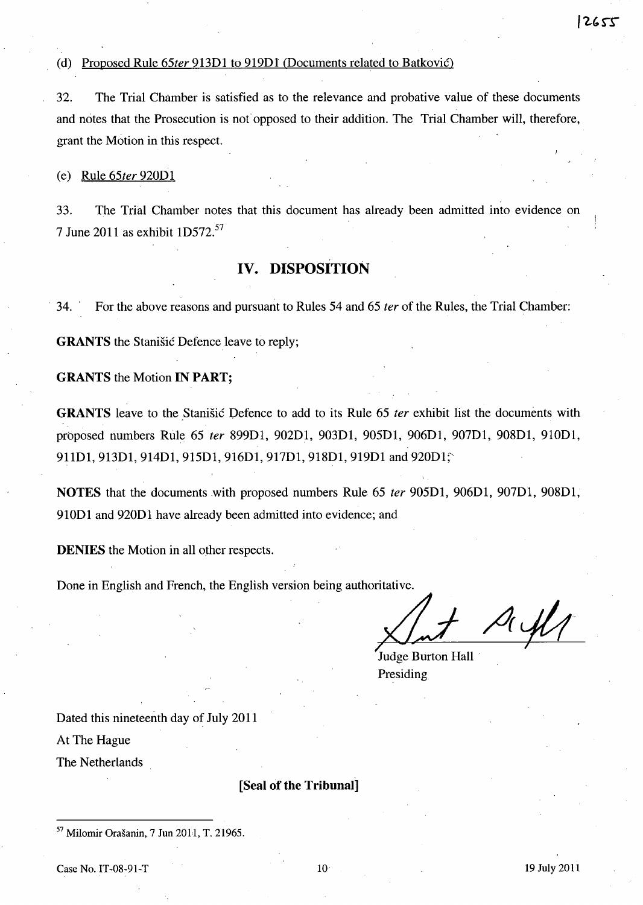(d) Proposed Rule 65*ter* 913D1 to 919D1 (Documents related to Batković)

32. The Trial Chamber is satisfied as to the relevance and probative value of these documents and notes that the Prosecution is not opposed to their addition. The Trial Chamber will, therefore, grant the Motion in this respect.

(e) Rule 65*ter* 920D1

33. The Trial Chamber notes that this document has already been admitted into evidence on 7 June 2011 as exhibit 1D572.[57]

## IV. DISPOSITION

34. For the above reasons and pursuant to Rules 54 and 65 *ter* of the Rules, the Trial Chamber:

**GRANTS** the Stanišić Defence leave to reply;

**GRANTS** the Motion **IN PART;**

**GRANTS** leave to the Stanišić Defence to add to its Rule 65 *ter* exhibit list the documents with proposed numbers Rule 65 *ter* 899D1, 902D1, 903D1, 905D1, 906D1, 907D1, 908D1, 910D1, 911D1, 913D1, 914D1, 915D1, 916D1, 917D1, 918D1, 919D1 and 920D1;

**NOTES** that the documents with proposed numbers Rule 65 *ter* 905D1, 906D1, 907D1, 908D1, 910D1 and 920D1 have already been admitted into evidence; and

**DENIES** the Motion in all other respects.

Done in English and French, the English version being authoritative.

Judge Burton Hall
Presiding

Dated this nineteenth day of July 2011
At The Hague
The Netherlands

**[Seal of the Tribunal]**

---

[57] Milomir Orašanin, 7 Jun 2011, T. 21965.